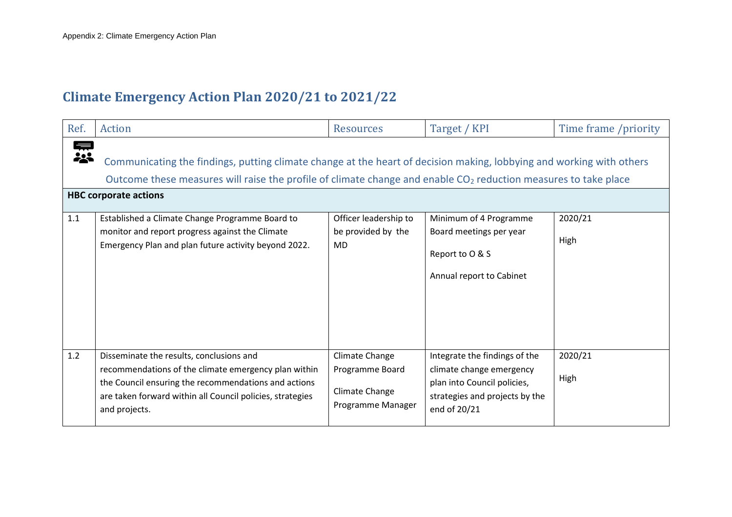Appendix 2: Climate Emergency Action Plan

# Climate Emergency Action Plan 2020/21 to 2021/22

| Ref. | Action | Resources | Target / KPI | Time frame /priority |
|---|---|---|---|---|
| Communicating the findings, putting climate change at the heart of decision making, lobbying and working with others<br>Outcome these measures will raise the profile of climate change and enable $CO_2$ reduction measures to take place | | | | |
| **HBC corporate actions** | | | | |
| 1.1 | Established a Climate Change Programme Board to monitor and report progress against the Climate Emergency Plan and plan future activity beyond 2022. | Officer leadership to be provided by the MD | Minimum of 4 Programme Board meetings per year<br><br>Report to O & S<br><br>Annual report to Cabinet | 2020/21<br><br>High |
| 1.2 | Disseminate the results, conclusions and recommendations of the climate emergency plan within the Council ensuring the recommendations and actions are taken forward within all Council policies, strategies and projects. | Climate Change Programme Board<br><br>Climate Change Programme Manager | Integrate the findings of the climate change emergency plan into Council policies, strategies and projects by the end of 20/21 | 2020/21<br><br>High |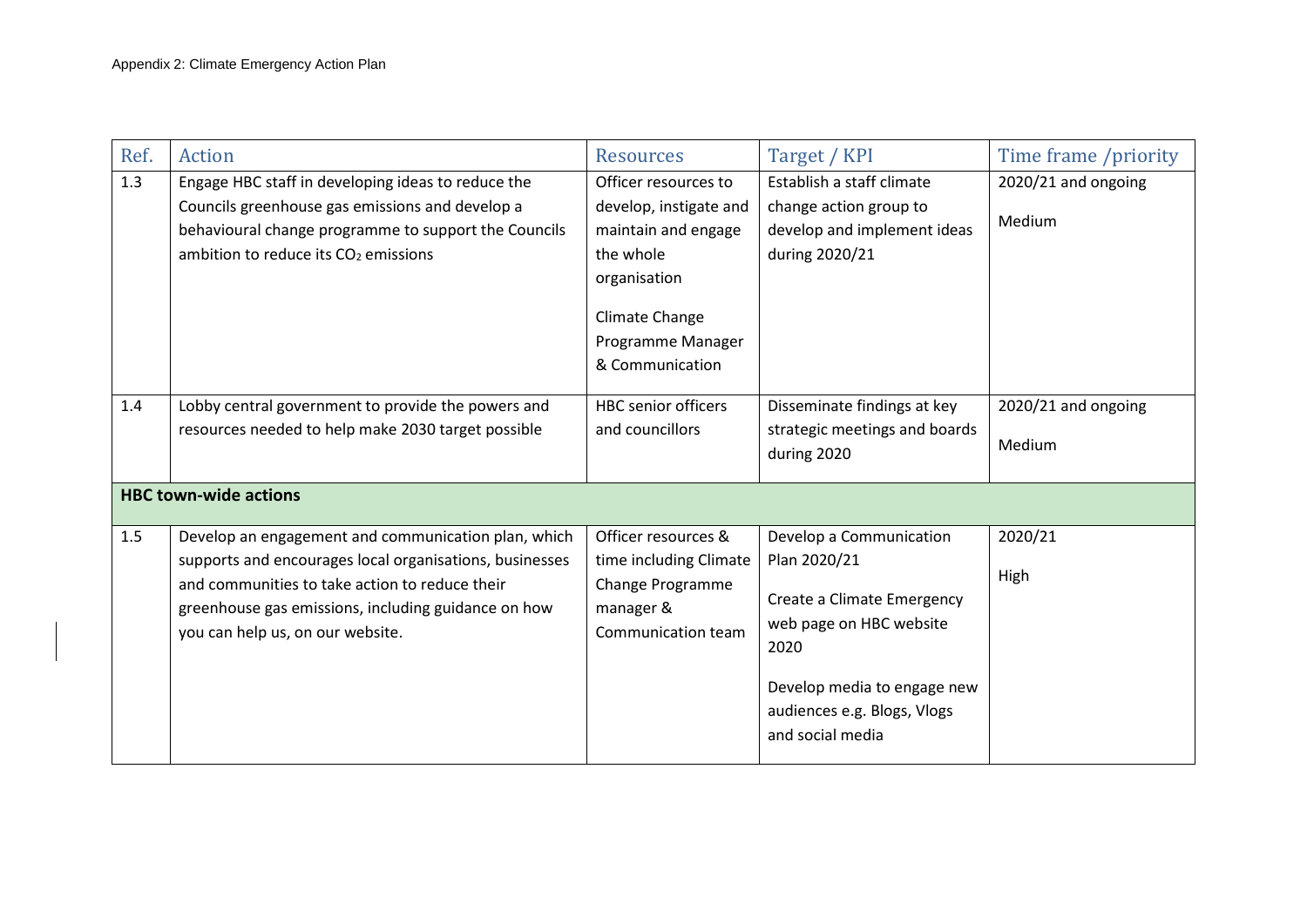| Ref. | Action | Resources | Target / KPI | Time frame /priority |
| --- | --- | --- | --- | --- |
| 1.3 | Engage HBC staff in developing ideas to reduce the Councils greenhouse gas emissions and develop a behavioural change programme to support the Councils ambition to reduce its $CO_2$ emissions | Officer resources to develop, instigate and maintain and engage the whole organisation<br><br>Climate Change Programme Manager & Communication | Establish a staff climate change action group to develop and implement ideas during 2020/21 | 2020/21 and ongoing<br><br>Medium |
| 1.4 | Lobby central government to provide the powers and resources needed to help make 2030 target possible | HBC senior officers and councillors | Disseminate findings at key strategic meetings and boards during 2020 | 2020/21 and ongoing<br><br>Medium |
| **HBC town-wide actions** | | | | |
| 1.5 | Develop an engagement and communication plan, which supports and encourages local organisations, businesses and communities to take action to reduce their greenhouse gas emissions, including guidance on how you can help us, on our website. | Officer resources & time including Climate Change Programme manager & Communication team | Develop a Communication Plan 2020/21<br><br>Create a Climate Emergency web page on HBC website 2020<br><br>Develop media to engage new audiences e.g. Blogs, Vlogs and social media | 2020/21<br><br>High |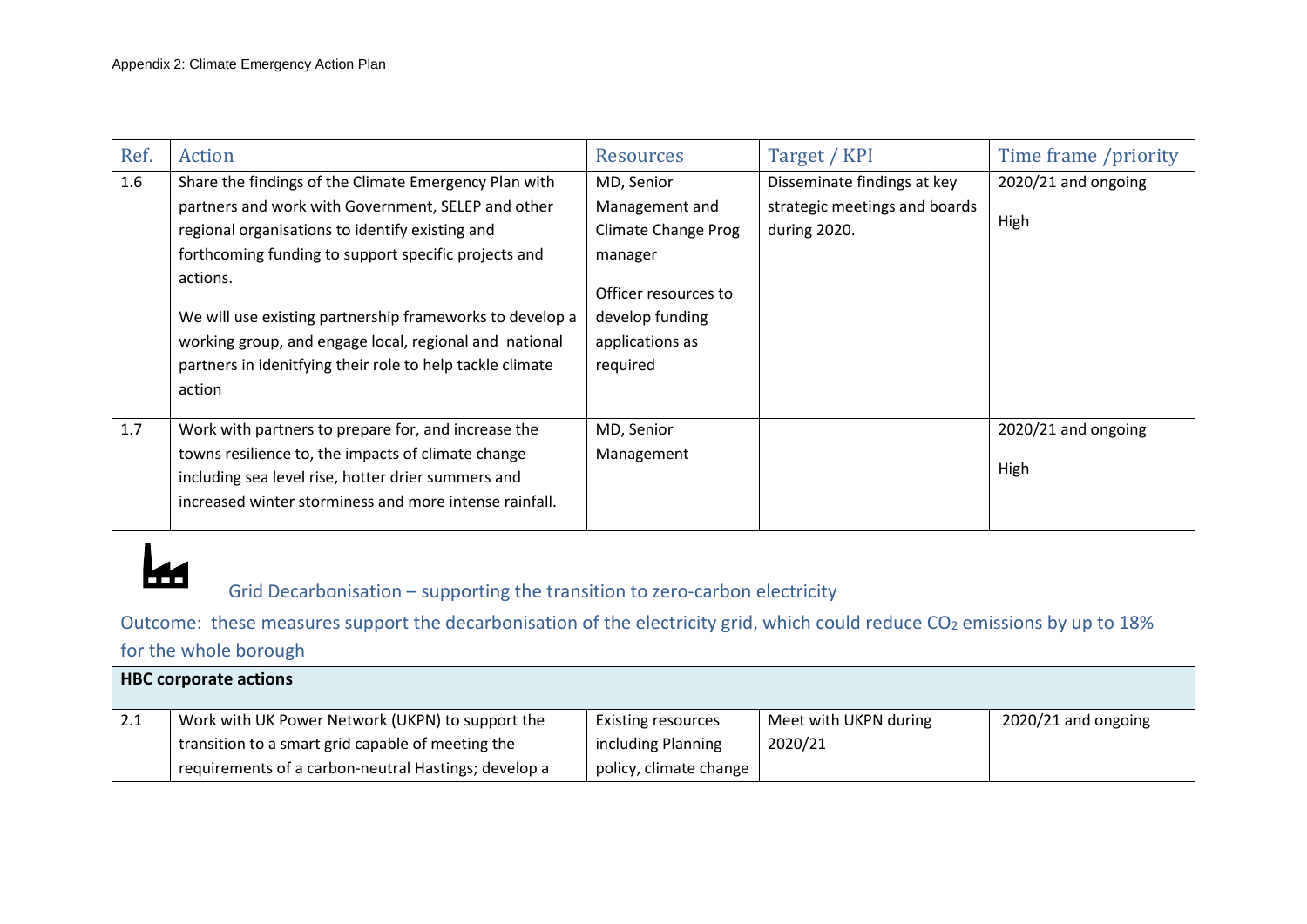| Ref. | Action | Resources | Target / KPI | Time frame /priority |
|---|---|---|---|---|
| 1.6 | Share the findings of the Climate Emergency Plan with partners and work with Government, SELEP and other regional organisations to identify existing and forthcoming funding to support specific projects and actions.<br><br>We will use existing partnership frameworks to develop a working group, and engage local, regional and national partners in idenitfying their role to help tackle climate action | MD, Senior Management and Climate Change Prog manager<br><br>Officer resources to develop funding applications as required | Disseminate findings at key strategic meetings and boards during 2020. | 2020/21 and ongoing<br><br>High |
| 1.7 | Work with partners to prepare for, and increase the towns resilience to, the impacts of climate change including sea level rise, hotter drier summers and increased winter storminess and more intense rainfall. | MD, Senior Management | | 2020/21 and ongoing<br><br>High |

## Grid Decarbonisation – supporting the transition to zero-carbon electricity

Outcome: these measures support the decarbonisation of the electricity grid, which could reduce $CO_2$ emissions by up to 18% for the whole borough

**HBC corporate actions**

| Ref. | Action | Resources | Target / KPI | Time frame /priority |
|---|---|---|---|---|
| 2.1 | Work with UK Power Network (UKPN) to support the transition to a smart grid capable of meeting the requirements of a carbon-neutral Hastings; develop a | Existing resources including Planning policy, climate change | Meet with UKPN during 2020/21 | 2020/21 and ongoing |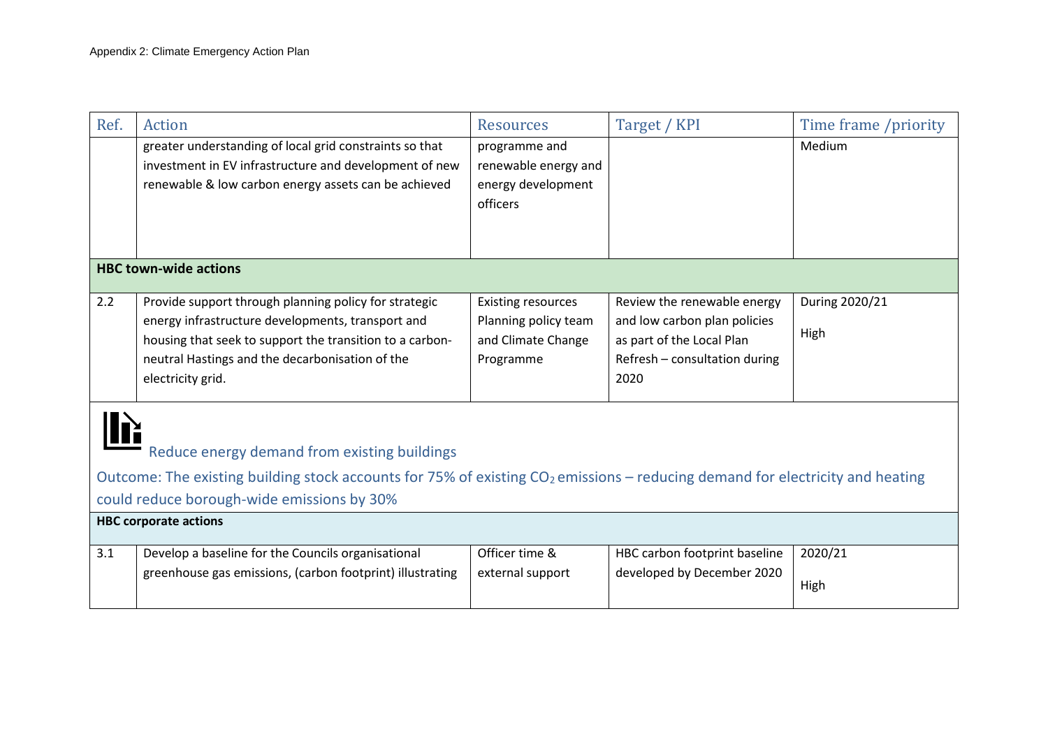| Ref. | Action | Resources | Target / KPI | Time frame /priority |
|---|---|---|---|---|
| | greater understanding of local grid constraints so that investment in EV infrastructure and development of new renewable & low carbon energy assets can be achieved | programme and renewable energy and energy development officers | | Medium |
| **HBC town-wide actions** | | | | |
| 2.2 | Provide support through planning policy for strategic energy infrastructure developments, transport and housing that seek to support the transition to a carbon-neutral Hastings and the decarbonisation of the electricity grid. | Existing resources Planning policy team and Climate Change Programme | Review the renewable energy and low carbon plan policies as part of the Local Plan Refresh – consultation during 2020 | During 2020/21<br><br>High |

## Reduce energy demand from existing buildings

Outcome: The existing building stock accounts for 75% of existing $CO_2$ emissions – reducing demand for electricity and heating could reduce borough-wide emissions by 30%

| Ref. | Action | Resources | Target / KPI | Time frame /priority |
|---|---|---|---|---|
| **HBC corporate actions** | | | | |
| 3.1 | Develop a baseline for the Councils organisational greenhouse gas emissions, (carbon footprint) illustrating | Officer time & external support | HBC carbon footprint baseline developed by December 2020 | 2020/21<br><br>High |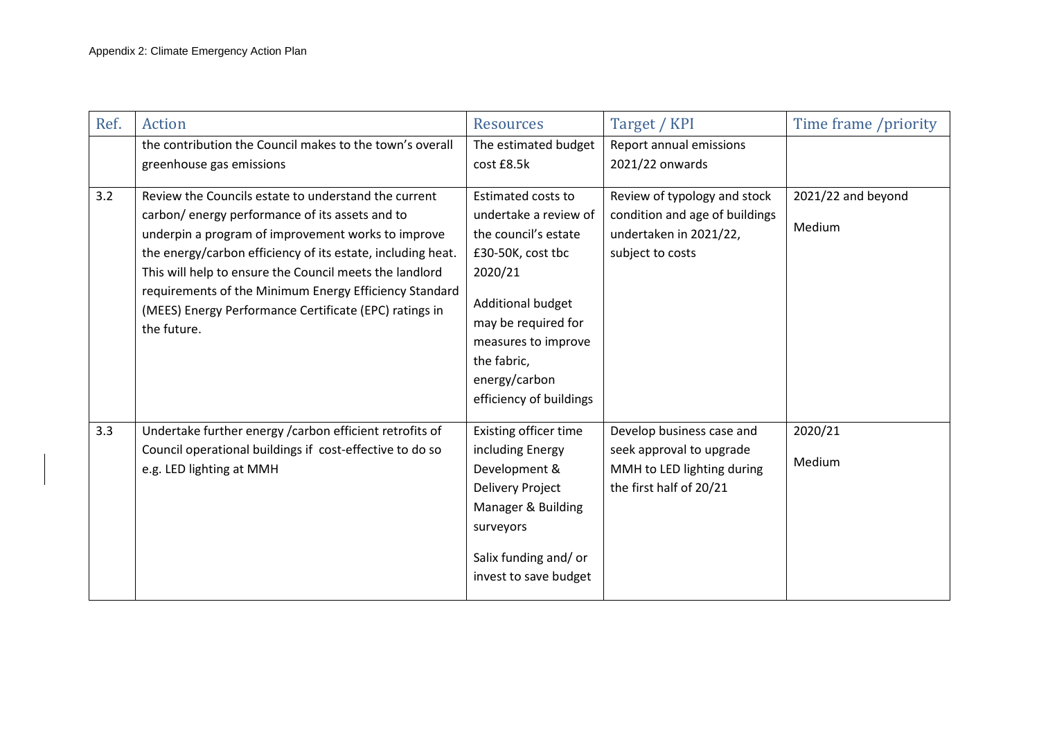| Ref. | Action | Resources | Target / KPI | Time frame /priority |
|---|---|---|---|---|
| | the contribution the Council makes to the town's overall greenhouse gas emissions | The estimated budget cost £8.5k | Report annual emissions 2021/22 onwards | |
| 3.2 | Review the Councils estate to understand the current carbon/ energy performance of its assets and to underpin a program of improvement works to improve the energy/carbon efficiency of its estate, including heat. This will help to ensure the Council meets the landlord requirements of the Minimum Energy Efficiency Standard (MEES) Energy Performance Certificate (EPC) ratings in the future. | Estimated costs to undertake a review of the council's estate £30-50K, cost tbc 2020/21<br><br>Additional budget may be required for measures to improve the fabric, energy/carbon efficiency of buildings | Review of typology and stock condition and age of buildings undertaken in 2021/22, subject to costs | 2021/22 and beyond<br><br>Medium |
| 3.3 | Undertake further energy /carbon efficient retrofits of Council operational buildings if cost-effective to do so e.g. LED lighting at MMH | Existing officer time including Energy Development & Delivery Project Manager & Building surveyors<br><br>Salix funding and/ or invest to save budget | Develop business case and seek approval to upgrade MMH to LED lighting during the first half of 20/21 | 2020/21<br><br>Medium |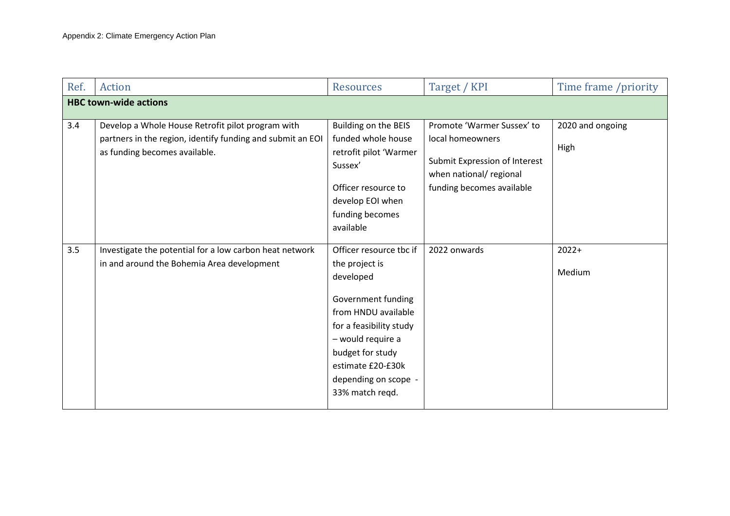| Ref. | Action | Resources | Target / KPI | Time frame /priority |
|---|---|---|---|---|
| **HBC town-wide actions** | | | | |
| 3.4 | Develop a Whole House Retrofit pilot program with partners in the region, identify funding and submit an EOI as funding becomes available. | Building on the BEIS funded whole house retrofit pilot 'Warmer Sussex'<br><br>Officer resource to develop EOI when funding becomes available | Promote 'Warmer Sussex' to local homeowners<br><br>Submit Expression of Interest when national/ regional funding becomes available | 2020 and ongoing<br><br>High |
| 3.5 | Investigate the potential for a low carbon heat network in and around the Bohemia Area development | Officer resource tbc if the project is developed<br><br>Government funding from HNDU available for a feasibility study – would require a budget for study estimate £20-£30k depending on scope - 33% match reqd. | 2022 onwards | 2022+<br><br>Medium |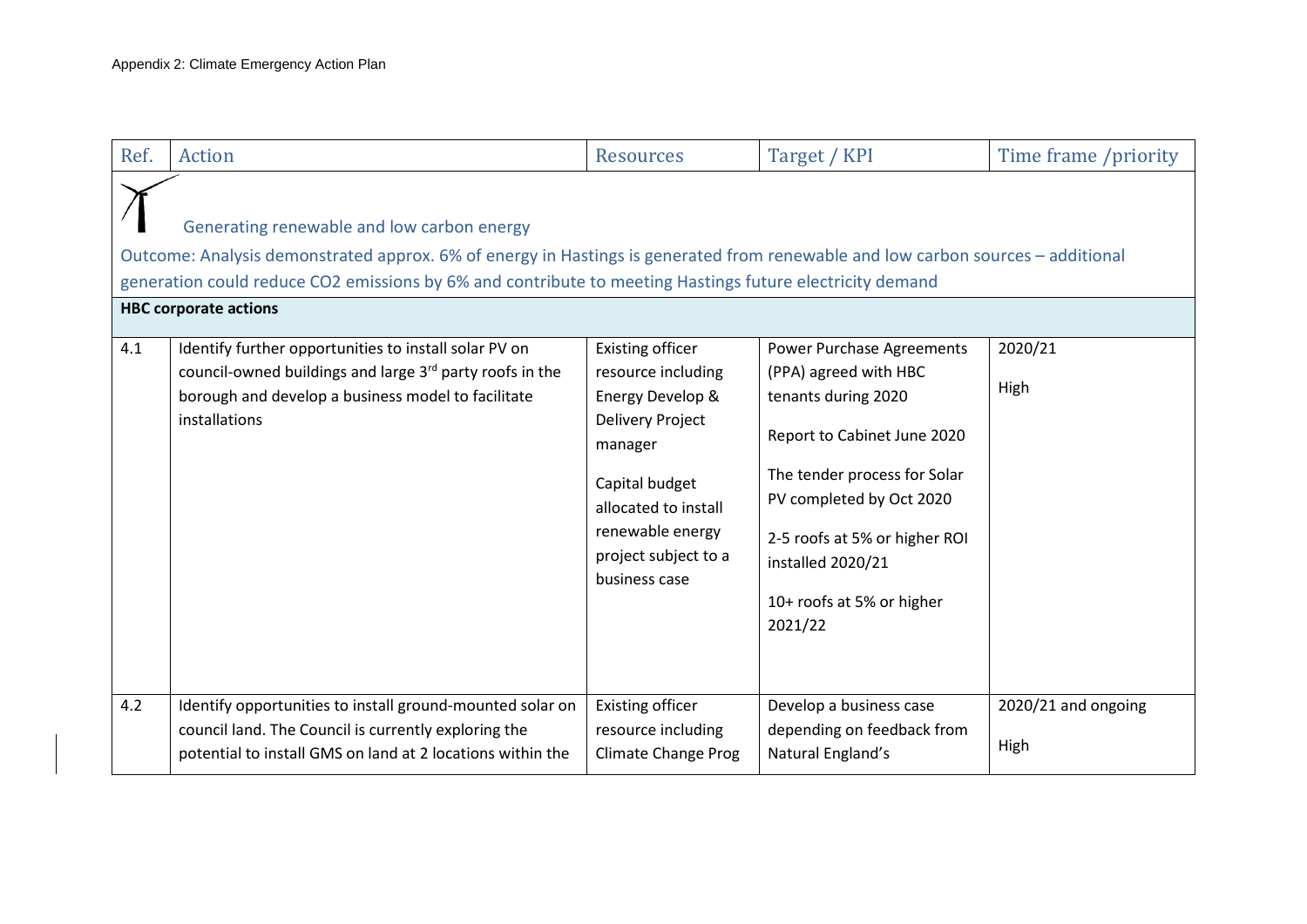Appendix 2: Climate Emergency Action Plan

| Ref. | Action | Resources | Target / KPI | Time frame /priority |
|---|---|---|---|---|
| Generating renewable and low carbon energy<br>Outcome: Analysis demonstrated approx. 6% of energy in Hastings is generated from renewable and low carbon sources – additional generation could reduce $CO_2$ emissions by 6% and contribute to meeting Hastings future electricity demand | | | | |
| **HBC corporate actions** | | | | |
| 4.1 | Identify further opportunities to install solar PV on council-owned buildings and large 3rd party roofs in the borough and develop a business model to facilitate installations | Existing officer resource including Energy Develop & Delivery Project manager<br><br>Capital budget allocated to install renewable energy project subject to a business case | Power Purchase Agreements (PPA) agreed with HBC tenants during 2020<br><br>Report to Cabinet June 2020<br><br>The tender process for Solar PV completed by Oct 2020<br><br>2-5 roofs at 5% or higher ROI installed 2020/21<br><br>10+ roofs at 5% or higher 2021/22 | 2020/21<br><br>High |
| 4.2 | Identify opportunities to install ground-mounted solar on council land. The Council is currently exploring the potential to install GMS on land at 2 locations within the | Existing officer resource including Climate Change Prog | Develop a business case depending on feedback from Natural England's | 2020/21 and ongoing<br><br>High |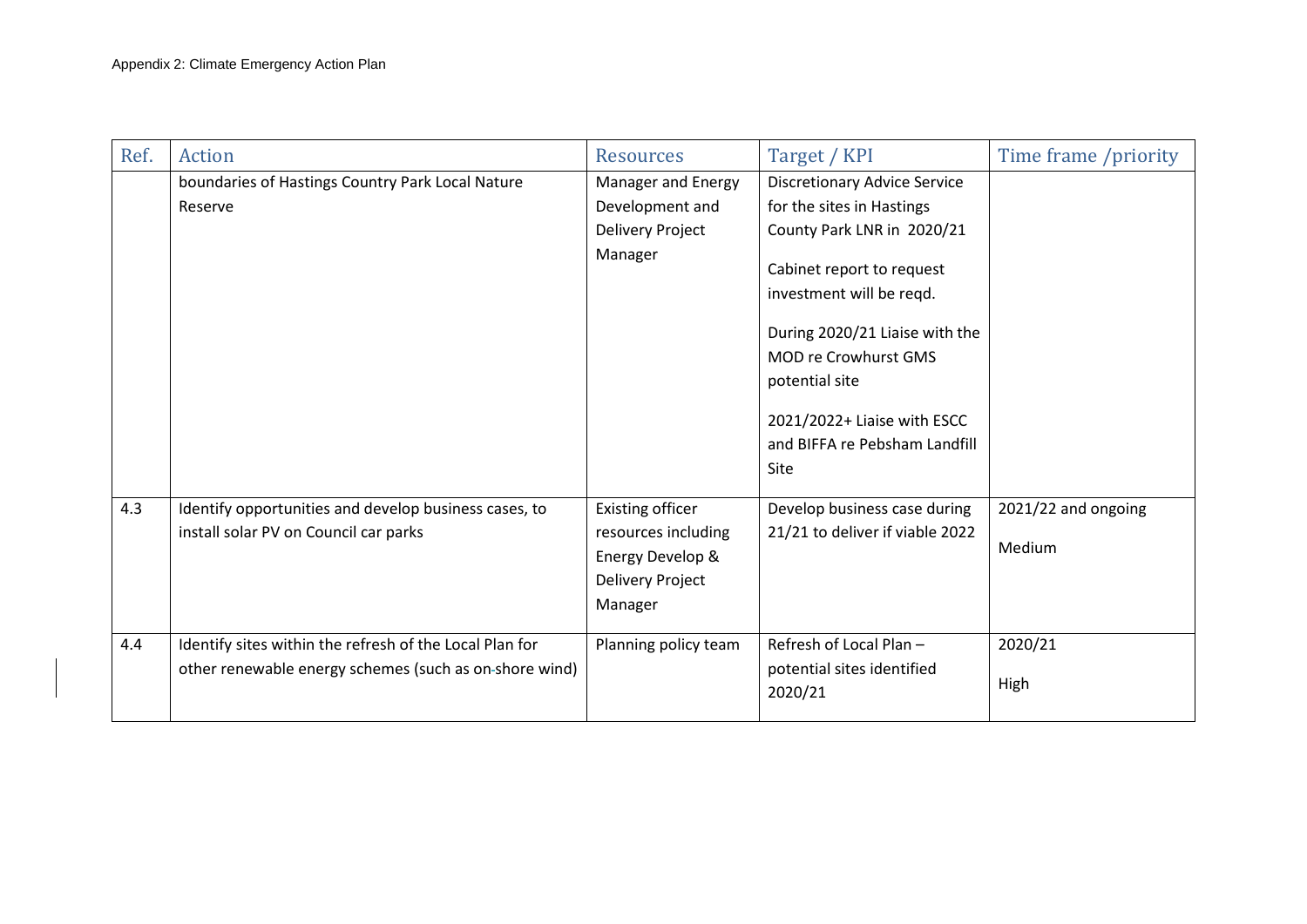| Ref. | Action | Resources | Target / KPI | Time frame /priority |
|---|---|---|---|---|
| | boundaries of Hastings Country Park Local Nature Reserve | Manager and Energy Development and Delivery Project Manager | Discretionary Advice Service for the sites in Hastings County Park LNR in 2020/21<br><br>Cabinet report to request investment will be reqd.<br><br>During 2020/21 Liaise with the MOD re Crowhurst GMS potential site<br><br>2021/2022+ Liaise with ESCC and BIFFA re Pebsham Landfill Site | |
| 4.3 | Identify opportunities and develop business cases, to install solar PV on Council car parks | Existing officer resources including Energy Develop & Delivery Project Manager | Develop business case during 21/21 to deliver if viable 2022 | 2021/22 and ongoing<br><br>Medium |
| 4.4 | Identify sites within the refresh of the Local Plan for other renewable energy schemes (such as on-shore wind) | Planning policy team | Refresh of Local Plan – potential sites identified 2020/21 | 2020/21<br><br>High |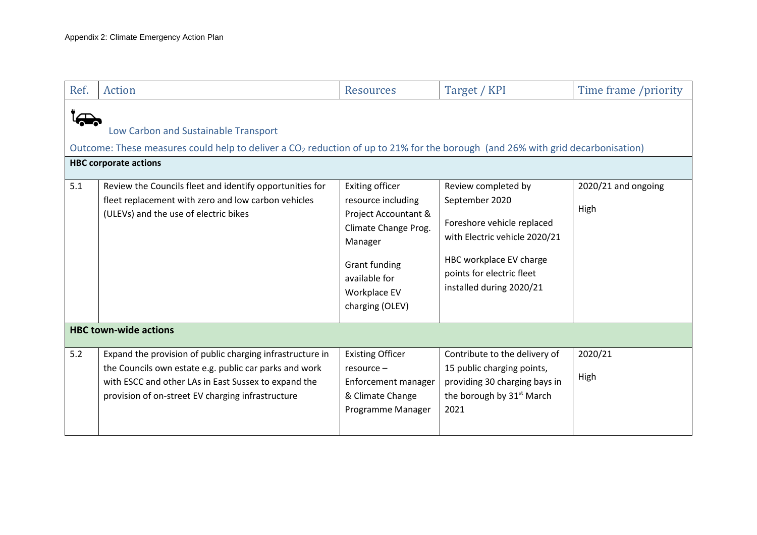Appendix 2: Climate Emergency Action Plan

| Ref. | Action | Resources | Target / KPI | Time frame /priority |
| --- | --- | --- | --- | --- |
| **Low Carbon and Sustainable Transport** | | | | |
| Outcome: These measures could help to deliver a $CO_2$ reduction of up to 21% for the borough (and 26% with grid decarbonisation) | | | | |
| **HBC corporate actions** | | | | |
| 5.1 | Review the Councils fleet and identify opportunities for fleet replacement with zero and low carbon vehicles (ULEVs) and the use of electric bikes | Exiting officer resource including Project Accountant & Climate Change Prog. Manager<br><br>Grant funding available for Workplace EV charging (OLEV) | Review completed by September 2020<br><br>Foreshore vehicle replaced with Electric vehicle 2020/21<br><br>HBC workplace EV charge points for electric fleet installed during 2020/21 | 2020/21 and ongoing<br><br>High |
| **HBC town-wide actions** | | | | |
| 5.2 | Expand the provision of public charging infrastructure in the Councils own estate e.g. public car parks and work with ESCC and other LAs in East Sussex to expand the provision of on-street EV charging infrastructure | Existing Officer resource – Enforcement manager & Climate Change Programme Manager | Contribute to the delivery of 15 public charging points, providing 30 charging bays in the borough by 31st March 2021 | 2020/21<br><br>High |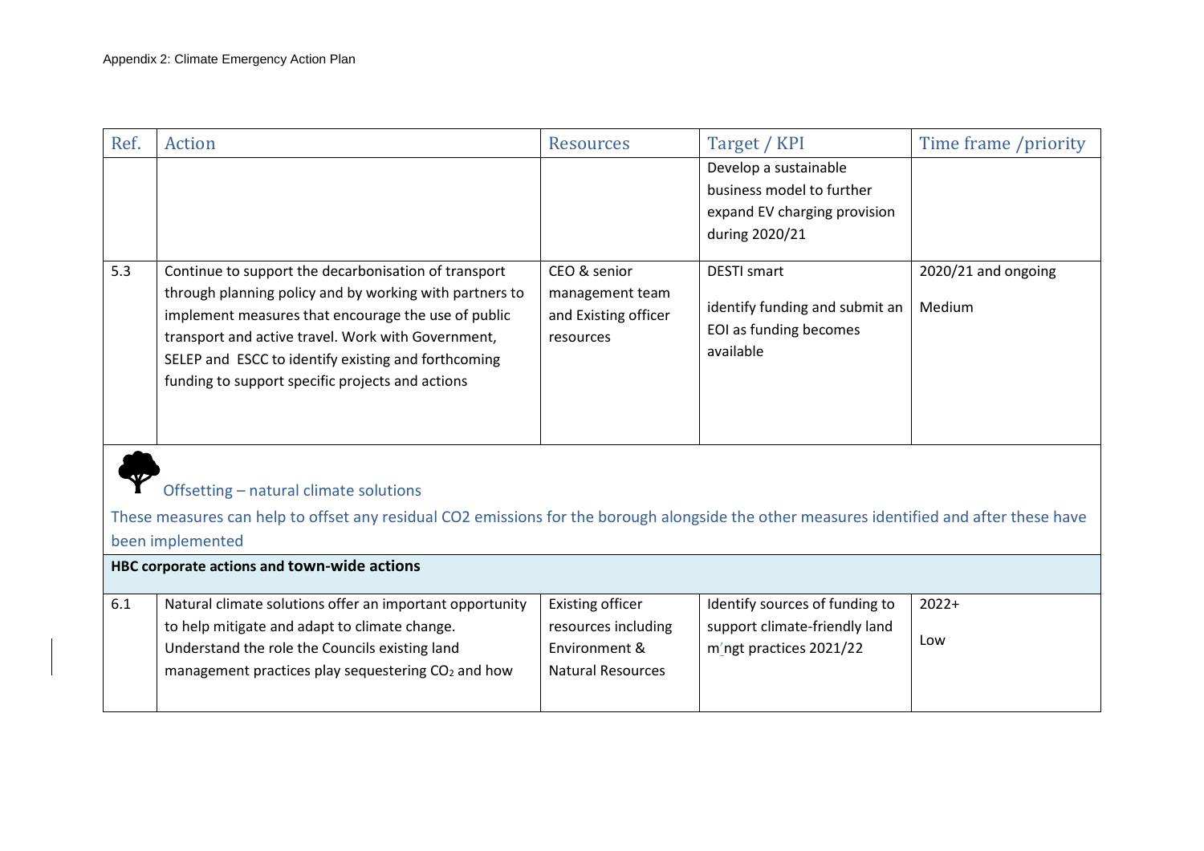| Ref. | Action | Resources | Target / KPI | Time frame /priority |
|---|---|---|---|---|
| | | | Develop a sustainable business model to further expand EV charging provision during 2020/21 | |
| 5.3 | Continue to support the decarbonisation of transport through planning policy and by working with partners to implement measures that encourage the use of public transport and active travel. Work with Government, SELEP and ESCC to identify existing and forthcoming funding to support specific projects and actions | CEO & senior management team and Existing officer resources | DESTI smart<br><br>identify funding and submit an EOI as funding becomes available | 2020/21 and ongoing<br><br>Medium |

## Offsetting – natural climate solutions

These measures can help to offset any residual CO2 emissions for the borough alongside the other measures identified and after these have been implemented

| Ref. | Action | Resources | Target / KPI | Time frame /priority |
|---|---|---|---|---|
| **HBC corporate actions and town-wide actions** | | | | |
| 6.1 | Natural climate solutions offer an important opportunity to help mitigate and adapt to climate change. Understand the role the Councils existing land management practices play sequestering $CO_2$ and how | Existing officer resources including Environment & Natural Resources | Identify sources of funding to support climate-friendly land m'ngt practices 2021/22 | 2022+<br><br>Low |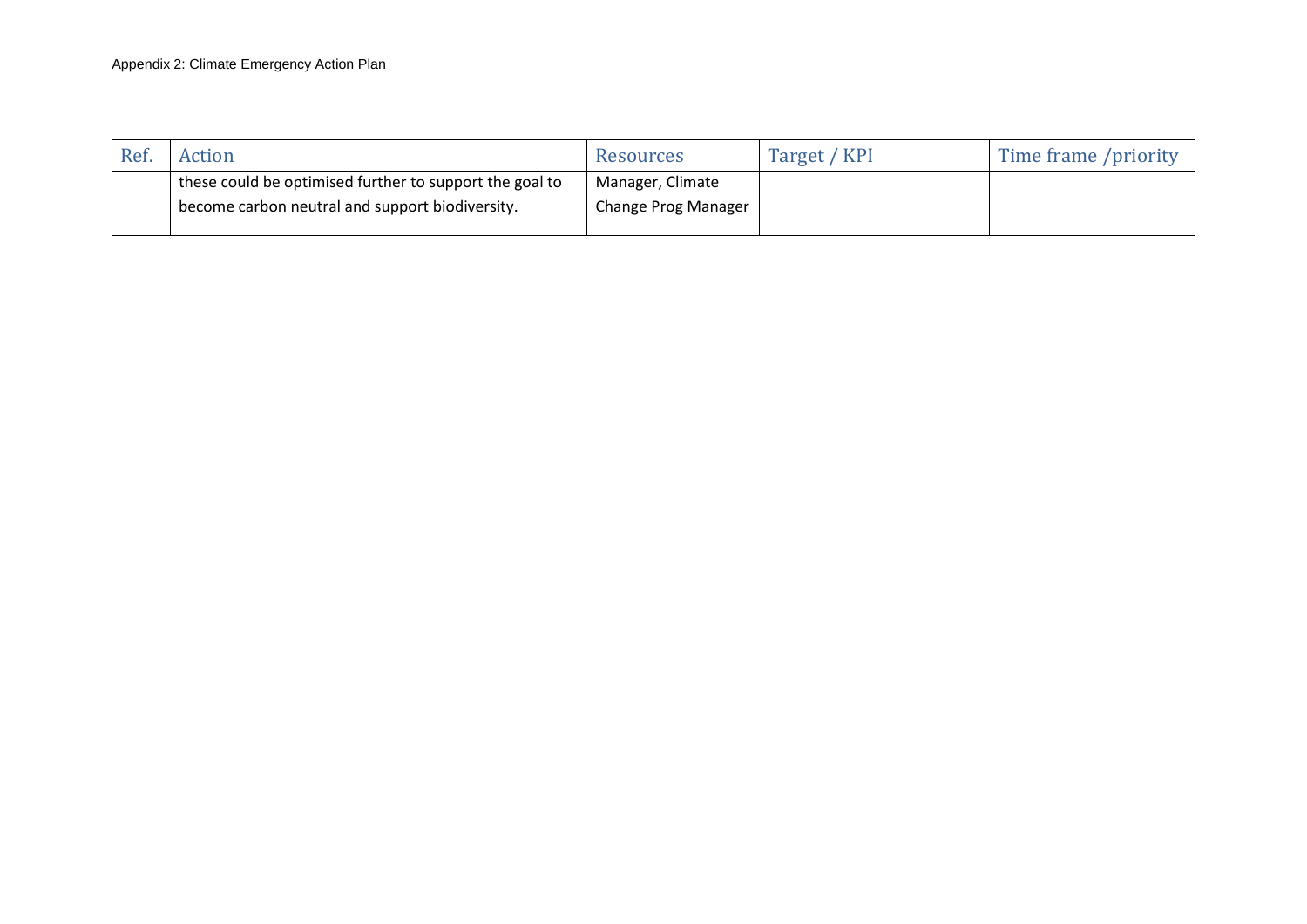| Ref. | Action | Resources | Target / KPI | Time frame /priority |
|---|---|---|---|---|
| | these could be optimised further to support the goal to become carbon neutral and support biodiversity. | Manager, Climate Change Prog Manager | | |